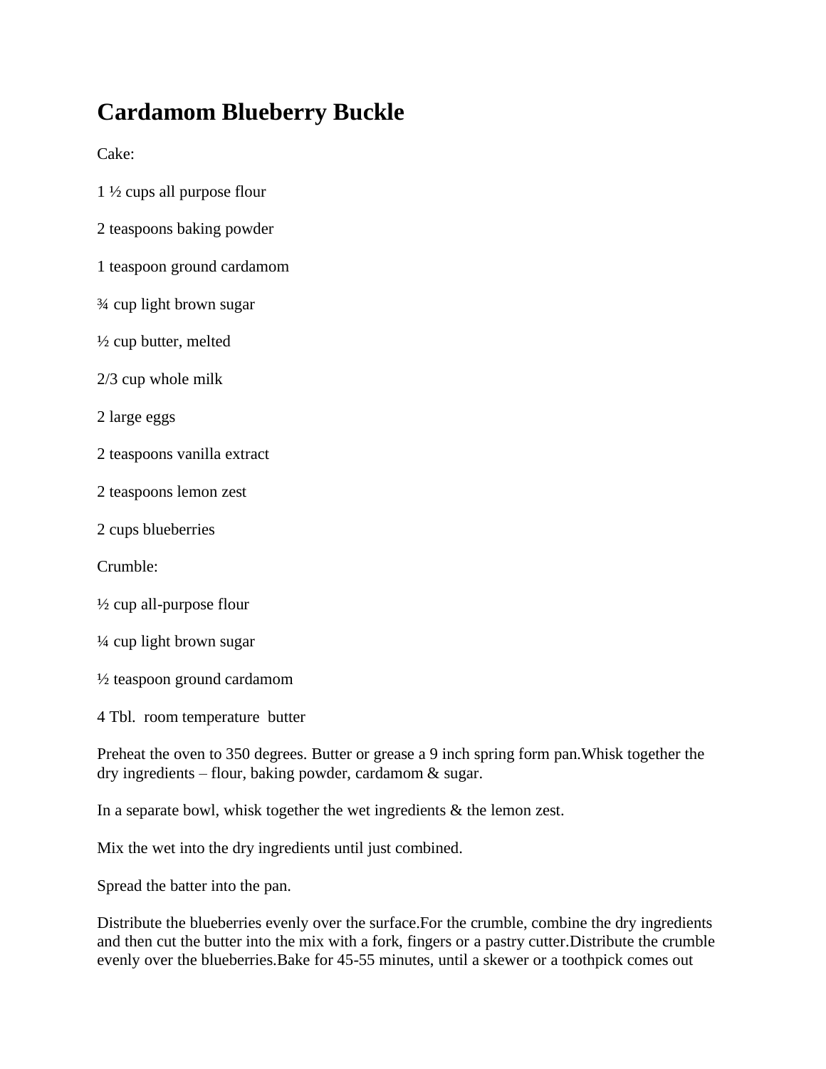# Cardamom Blueberry Buckle

Cake:

1 ½ cups all purpose flour

2 teaspoons baking powder

1 teaspoon ground cardamom

¾ cup light brown sugar

½ cup butter, melted

2/3 cup whole milk

2 large eggs

2 teaspoons vanilla extract

2 teaspoons lemon zest

2 cups blueberries

Crumble:

½ cup all-purpose flour

¼ cup light brown sugar

½ teaspoon ground cardamom

4 Tbl. room temperature butter

Preheat the oven to 350 degrees. Butter or grease a 9 inch spring form pan.Whisk together the dry ingredients – flour, baking powder, cardamom & sugar.

In a separate bowl, whisk together the wet ingredients & the lemon zest.

Mix the wet into the dry ingredients until just combined.

Spread the batter into the pan.

Distribute the blueberries evenly over the surface.For the crumble, combine the dry ingredients and then cut the butter into the mix with a fork, fingers or a pastry cutter.Distribute the crumble evenly over the blueberries.Bake for 45-55 minutes, until a skewer or a toothpick comes out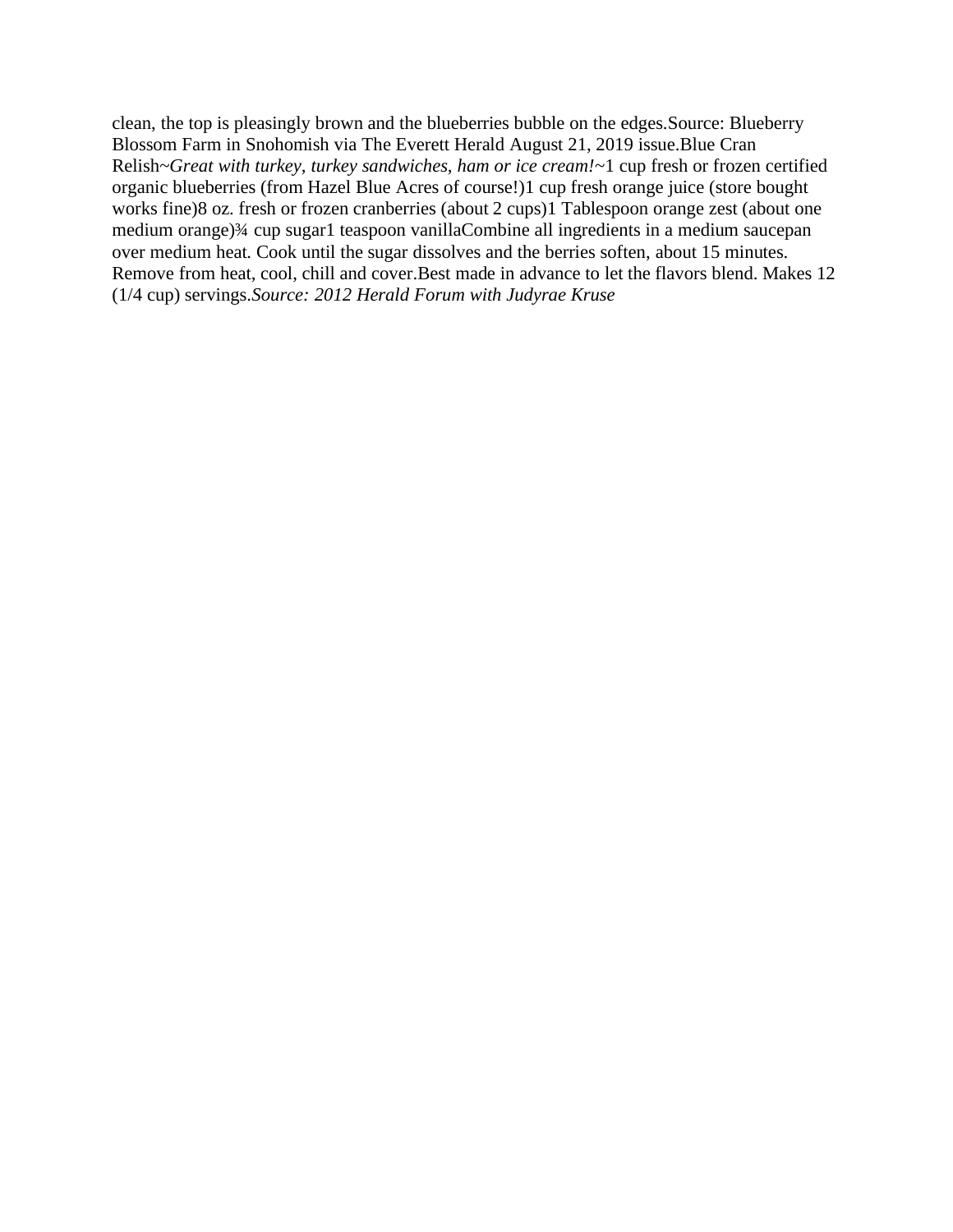clean, the top is pleasingly brown and the blueberries bubble on the edges.Source: Blueberry Blossom Farm in Snohomish via The Everett Herald August 21, 2019 issue.Blue Cran Relish~*Great with turkey, turkey sandwiches, ham or ice cream!*~1 cup fresh or frozen certified organic blueberries (from Hazel Blue Acres of course!)1 cup fresh orange juice (store bought works fine)8 oz. fresh or frozen cranberries (about 2 cups)1 Tablespoon orange zest (about one medium orange)¾ cup sugar1 teaspoon vanillaCombine all ingredients in a medium saucepan over medium heat. Cook until the sugar dissolves and the berries soften, about 15 minutes. Remove from heat, cool, chill and cover.Best made in advance to let the flavors blend. Makes 12 (1/4 cup) servings.*Source: 2012 Herald Forum with Judyrae Kruse*